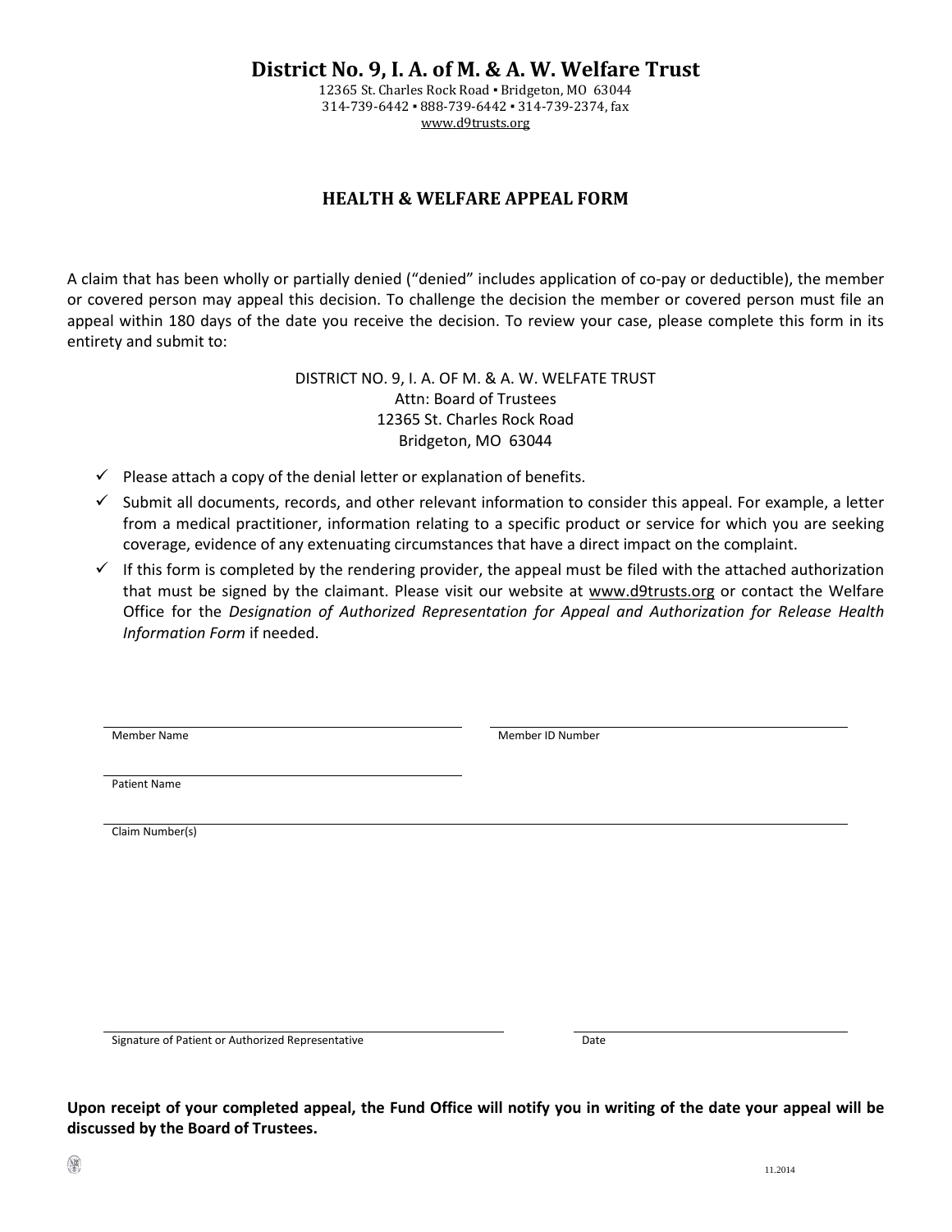# District No. 9, I. A. of M. & A. W. Welfare Trust

12365 St. Charles Rock Road ▪ Bridgeton, MO 63044
314-739-6442 ▪ 888-739-6442 ▪ 314-739-2374, fax
www.d9trusts.org

## HEALTH & WELFARE APPEAL FORM

A claim that has been wholly or partially denied ("denied" includes application of co-pay or deductible), the member or covered person may appeal this decision. To challenge the decision the member or covered person must file an appeal within 180 days of the date you receive the decision. To review your case, please complete this form in its entirety and submit to:

DISTRICT NO. 9, I. A. OF M. & A. W. WELFATE TRUST
Attn: Board of Trustees
12365 St. Charles Rock Road
Bridgeton, MO 63044

- ✓ Please attach a copy of the denial letter or explanation of benefits.
- ✓ Submit all documents, records, and other relevant information to consider this appeal. For example, a letter from a medical practitioner, information relating to a specific product or service for which you are seeking coverage, evidence of any extenuating circumstances that have a direct impact on the complaint.
- ✓ If this form is completed by the rendering provider, the appeal must be filed with the attached authorization that must be signed by the claimant. Please visit our website at www.d9trusts.org or contact the Welfare Office for the *Designation of Authorized Representation for Appeal and Authorization for Release Health Information Form* if needed.

Member Name ______________________ Member ID Number ______________________

Patient Name ______________________

Claim Number(s) ______________________

Signature of Patient or Authorized Representative ______________________ Date ______________

**Upon receipt of your completed appeal, the Fund Office will notify you in writing of the date your appeal will be discussed by the Board of Trustees.**

11.2014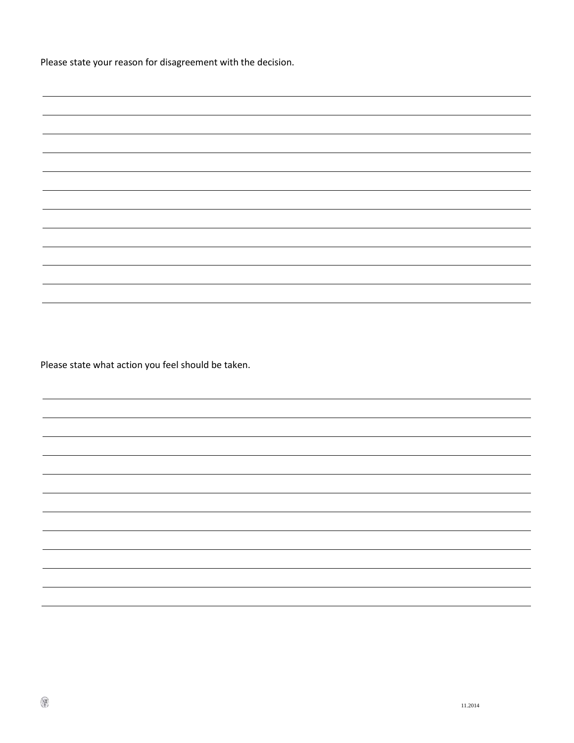Please state your reason for disagreement with the decision.

Please state what action you feel should be taken.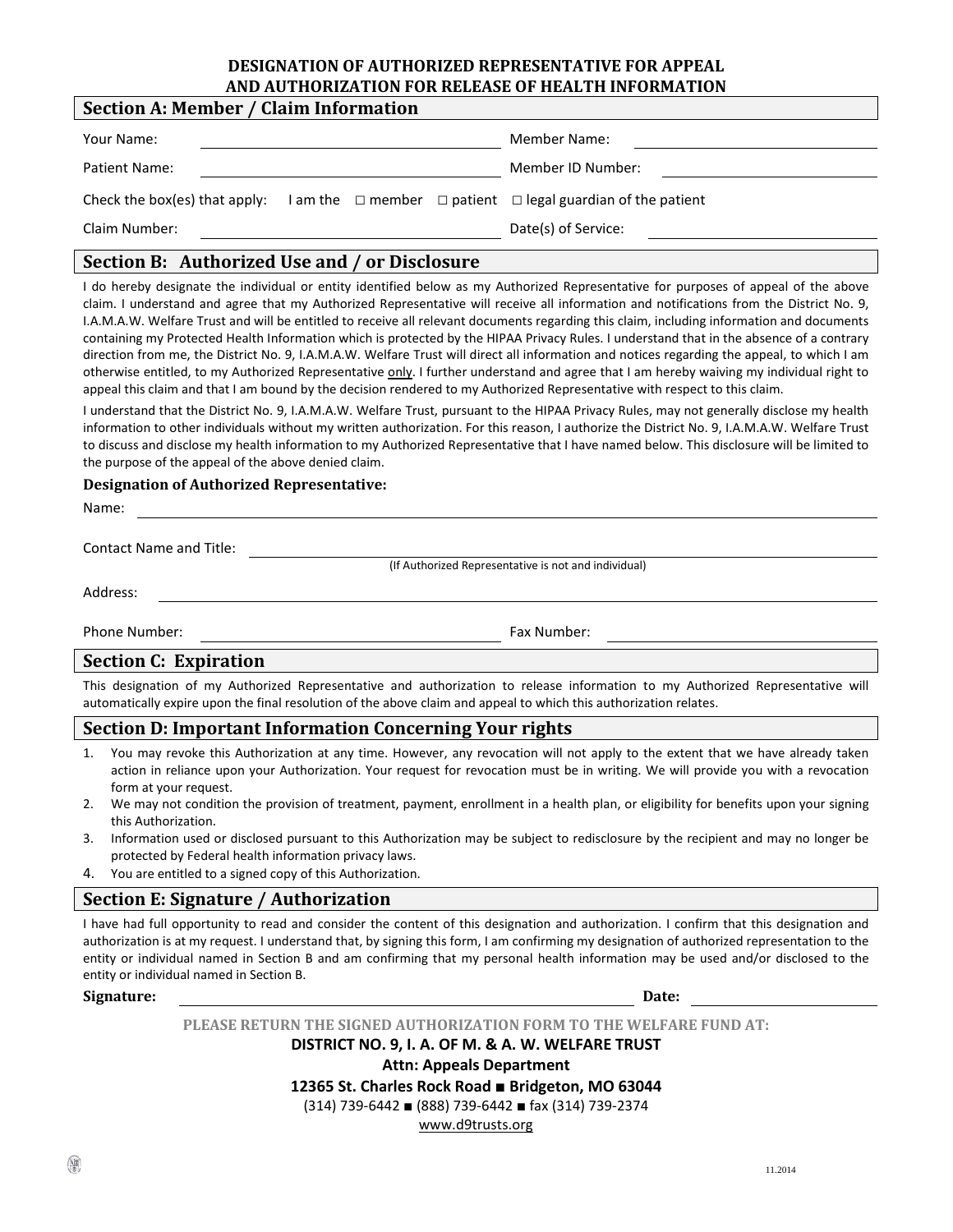# DESIGNATION OF AUTHORIZED REPRESENTATIVE FOR APPEAL AND AUTHORIZATION FOR RELEASE OF HEALTH INFORMATION

## Section A: Member / Claim Information

Your Name: ______________________ Member Name: ______________________

Patient Name: ______________________ Member ID Number: ______________________

Check the box(es) that apply: I am the □ member □ patient □ legal guardian of the patient

Claim Number: ______________________ Date(s) of Service: ______________________

## Section B: Authorized Use and / or Disclosure

I do hereby designate the individual or entity identified below as my Authorized Representative for purposes of appeal of the above claim. I understand and agree that my Authorized Representative will receive all information and notifications from the District No. 9, I.A.M.A.W. Welfare Trust and will be entitled to receive all relevant documents regarding this claim, including information and documents containing my Protected Health Information which is protected by the HIPAA Privacy Rules. I understand that in the absence of a contrary direction from me, the District No. 9, I.A.M.A.W. Welfare Trust will direct all information and notices regarding the appeal, to which I am otherwise entitled, to my Authorized Representative only. I further understand and agree that I am hereby waiving my individual right to appeal this claim and that I am bound by the decision rendered to my Authorized Representative with respect to this claim.

I understand that the District No. 9, I.A.M.A.W. Welfare Trust, pursuant to the HIPAA Privacy Rules, may not generally disclose my health information to other individuals without my written authorization. For this reason, I authorize the District No. 9, I.A.M.A.W. Welfare Trust to discuss and disclose my health information to my Authorized Representative that I have named below. This disclosure will be limited to the purpose of the appeal of the above denied claim.

### Designation of Authorized Representative:

Name: ______________________

Contact Name and Title: ______________________
(If Authorized Representative is not and individual)

Address: ______________________

Phone Number: ______________________ Fax Number: ______________________

## Section C: Expiration

This designation of my Authorized Representative and authorization to release information to my Authorized Representative will automatically expire upon the final resolution of the above claim and appeal to which this authorization relates.

## Section D: Important Information Concerning Your rights

1. You may revoke this Authorization at any time. However, any revocation will not apply to the extent that we have already taken action in reliance upon your Authorization. Your request for revocation must be in writing. We will provide you with a revocation form at your request.
2. We may not condition the provision of treatment, payment, enrollment in a health plan, or eligibility for benefits upon your signing this Authorization.
3. Information used or disclosed pursuant to this Authorization may be subject to redisclosure by the recipient and may no longer be protected by Federal health information privacy laws.
4. You are entitled to a signed copy of this Authorization.

## Section E: Signature / Authorization

I have had full opportunity to read and consider the content of this designation and authorization. I confirm that this designation and authorization is at my request. I understand that, by signing this form, I am confirming my designation of authorized representation to the entity or individual named in Section B and am confirming that my personal health information may be used and/or disclosed to the entity or individual named in Section B.

**Signature:** ______________________ **Date:** ______________________

**PLEASE RETURN THE SIGNED AUTHORIZATION FORM TO THE WELFARE FUND AT:**

**DISTRICT NO. 9, I. A. OF M. & A. W. WELFARE TRUST**

**Attn: Appeals Department**

**12365 St. Charles Rock Road ■ Bridgeton, MO 63044**

(314) 739-6442 ■ (888) 739-6442 ■ fax (314) 739-2374

www.d9trusts.org

11.2014